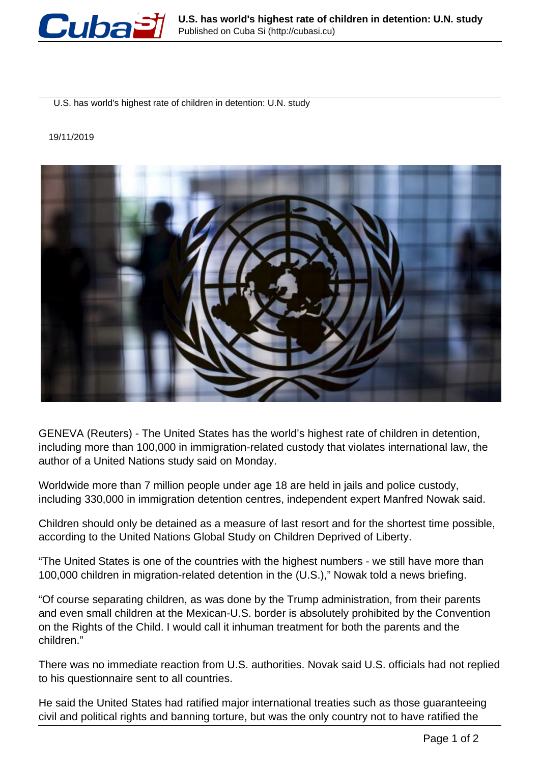U.S. has world's highest rate of children in detention: U.N. study

19/11/2019

GENEVA (Reuters) - The United States has the world's highest rate of children in detention, including more than 100,000 in immigration-related custody that violates international law, the author of a United Nations study said on Monday.

Worldwide more than 7 million people under age 18 are held in jails and police custody, including 330,000 in immigration detention centres, independent expert Manfred Nowak said.

Children should only be detained as a measure of last resort and for the shortest time possible, according to the United Nations Global Study on Children Deprived of Liberty.

"The United States is one of the countries with the highest numbers - we still have more than 100,000 children in migration-related detention in the (U.S.)," Nowak told a news briefing.

"Of course separating children, as was done by the Trump administration, from their parents and even small children at the Mexican-U.S. border is absolutely prohibited by the Convention on the Rights of the Child. I would call it inhuman treatment for both the parents and the children."

There was no immediate reaction from U.S. authorities. Novak said U.S. officials had not replied to his questionnaire sent to all countries.

He said the United States had ratified major international treaties such as those guaranteeing civil and political rights and banning torture, but was the only country not to have ratified the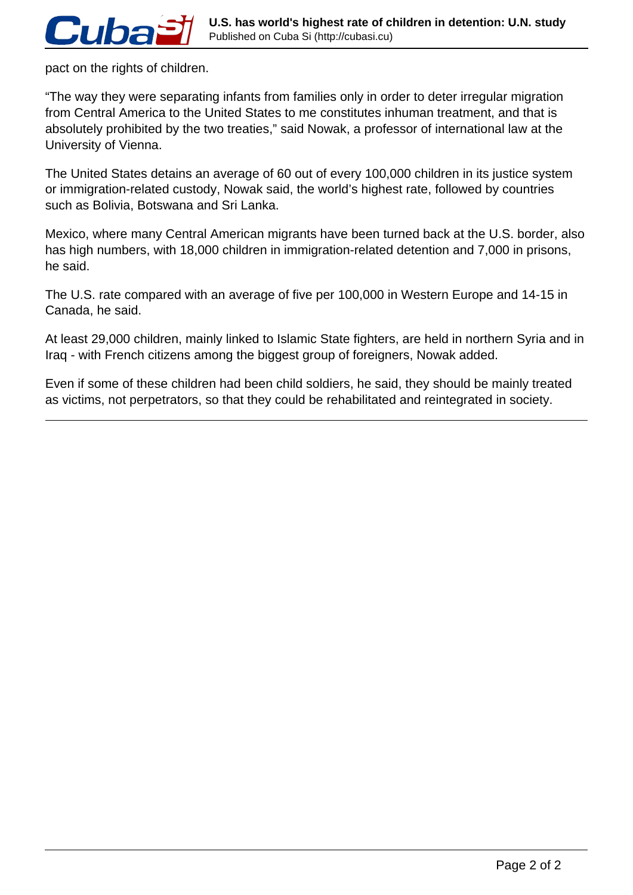pact on the rights of children.

“The way they were separating infants from families only in order to deter irregular migration from Central America to the United States to me constitutes inhuman treatment, and that is absolutely prohibited by the two treaties,” said Nowak, a professor of international law at the University of Vienna.

The United States detains an average of 60 out of every 100,000 children in its justice system or immigration-related custody, Nowak said, the world’s highest rate, followed by countries such as Bolivia, Botswana and Sri Lanka.

Mexico, where many Central American migrants have been turned back at the U.S. border, also has high numbers, with 18,000 children in immigration-related detention and 7,000 in prisons, he said.

The U.S. rate compared with an average of five per 100,000 in Western Europe and 14-15 in Canada, he said.

At least 29,000 children, mainly linked to Islamic State fighters, are held in northern Syria and in Iraq - with French citizens among the biggest group of foreigners, Nowak added.

Even if some of these children had been child soldiers, he said, they should be mainly treated as victims, not perpetrators, so that they could be rehabilitated and reintegrated in society.